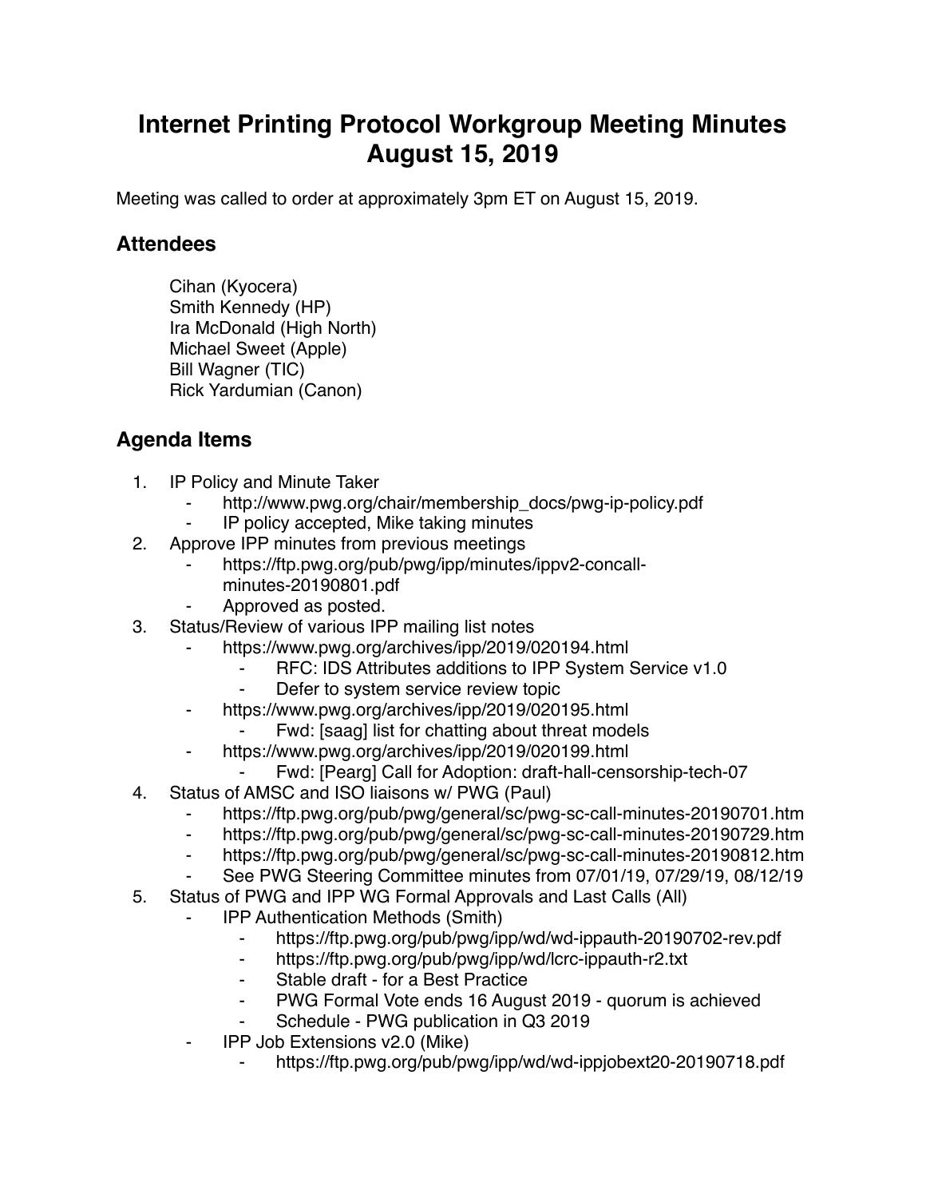# Internet Printing Protocol Workgroup Meeting Minutes August 15, 2019

Meeting was called to order at approximately 3pm ET on August 15, 2019.

## Attendees

Cihan (Kyocera)
Smith Kennedy (HP)
Ira McDonald (High North)
Michael Sweet (Apple)
Bill Wagner (TIC)
Rick Yardumian (Canon)

## Agenda Items

1. IP Policy and Minute Taker
    - http://www.pwg.org/chair/membership_docs/pwg-ip-policy.pdf
    - IP policy accepted, Mike taking minutes
2. Approve IPP minutes from previous meetings
    - https://ftp.pwg.org/pub/pwg/ipp/minutes/ippv2-concall-minutes-20190801.pdf
    - Approved as posted.
3. Status/Review of various IPP mailing list notes
    - https://www.pwg.org/archives/ipp/2019/020194.html
        - RFC: IDS Attributes additions to IPP System Service v1.0
        - Defer to system service review topic
    - https://www.pwg.org/archives/ipp/2019/020195.html
        - Fwd: [saag] list for chatting about threat models
    - https://www.pwg.org/archives/ipp/2019/020199.html
        - Fwd: [Pearg] Call for Adoption: draft-hall-censorship-tech-07
4. Status of AMSC and ISO liaisons w/ PWG (Paul)
    - https://ftp.pwg.org/pub/pwg/general/sc/pwg-sc-call-minutes-20190701.htm
    - https://ftp.pwg.org/pub/pwg/general/sc/pwg-sc-call-minutes-20190729.htm
    - https://ftp.pwg.org/pub/pwg/general/sc/pwg-sc-call-minutes-20190812.htm
    - See PWG Steering Committee minutes from 07/01/19, 07/29/19, 08/12/19
5. Status of PWG and IPP WG Formal Approvals and Last Calls (All)
    - IPP Authentication Methods (Smith)
        - https://ftp.pwg.org/pub/pwg/ipp/wd/wd-ippauth-20190702-rev.pdf
        - https://ftp.pwg.org/pub/pwg/ipp/wd/lcrc-ippauth-r2.txt
        - Stable draft - for a Best Practice
        - PWG Formal Vote ends 16 August 2019 - quorum is achieved
        - Schedule - PWG publication in Q3 2019
    - IPP Job Extensions v2.0 (Mike)
        - https://ftp.pwg.org/pub/pwg/ipp/wd/wd-ippjobext20-20190718.pdf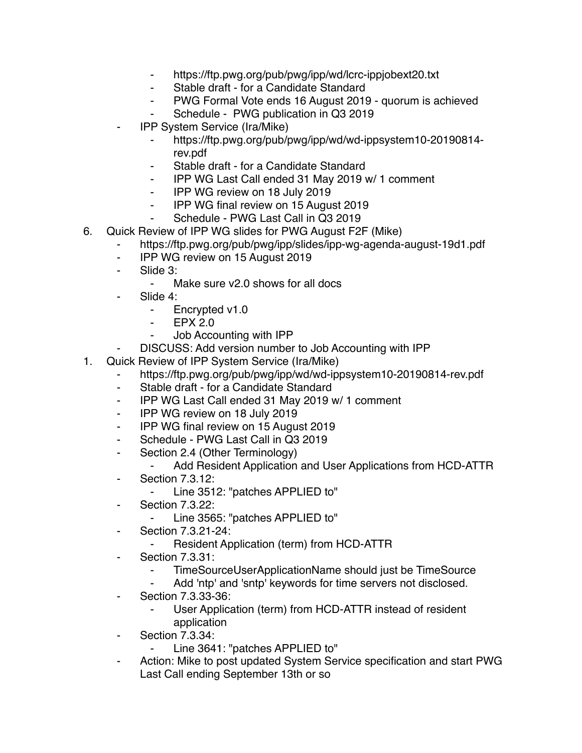- https://ftp.pwg.org/pub/pwg/ipp/wd/lcrc-ippjobext20.txt
        - Stable draft - for a Candidate Standard
        - PWG Formal Vote ends 16 August 2019 - quorum is achieved
        - Schedule - PWG publication in Q3 2019
    - IPP System Service (Ira/Mike)
        - https://ftp.pwg.org/pub/pwg/ipp/wd/wd-ippsystem10-20190814-rev.pdf
        - Stable draft - for a Candidate Standard
        - IPP WG Last Call ended 31 May 2019 w/ 1 comment
        - IPP WG review on 18 July 2019
        - IPP WG final review on 15 August 2019
        - Schedule - PWG Last Call in Q3 2019

6. Quick Review of IPP WG slides for PWG August F2F (Mike)
    - https://ftp.pwg.org/pub/pwg/ipp/slides/ipp-wg-agenda-august-19d1.pdf
    - IPP WG review on 15 August 2019
    - Slide 3:
        - Make sure v2.0 shows for all docs
    - Slide 4:
        - Encrypted v1.0
        - EPX 2.0
        - Job Accounting with IPP
    - DISCUSS: Add version number to Job Accounting with IPP

1. Quick Review of IPP System Service (Ira/Mike)
    - https://ftp.pwg.org/pub/pwg/ipp/wd/wd-ippsystem10-20190814-rev.pdf
    - Stable draft - for a Candidate Standard
    - IPP WG Last Call ended 31 May 2019 w/ 1 comment
    - IPP WG review on 18 July 2019
    - IPP WG final review on 15 August 2019
    - Schedule - PWG Last Call in Q3 2019
    - Section 2.4 (Other Terminology)
        - Add Resident Application and User Applications from HCD-ATTR
    - Section 7.3.12:
        - Line 3512: "patches APPLIED to"
    - Section 7.3.22:
        - Line 3565: "patches APPLIED to"
    - Section 7.3.21-24:
        - Resident Application (term) from HCD-ATTR
    - Section 7.3.31:
        - TimeSourceUserApplicationName should just be TimeSource
        - Add 'ntp' and 'sntp' keywords for time servers not disclosed.
    - Section 7.3.33-36:
        - User Application (term) from HCD-ATTR instead of resident application
    - Section 7.3.34:
        - Line 3641: "patches APPLIED to"
    - Action: Mike to post updated System Service specification and start PWG Last Call ending September 13th or so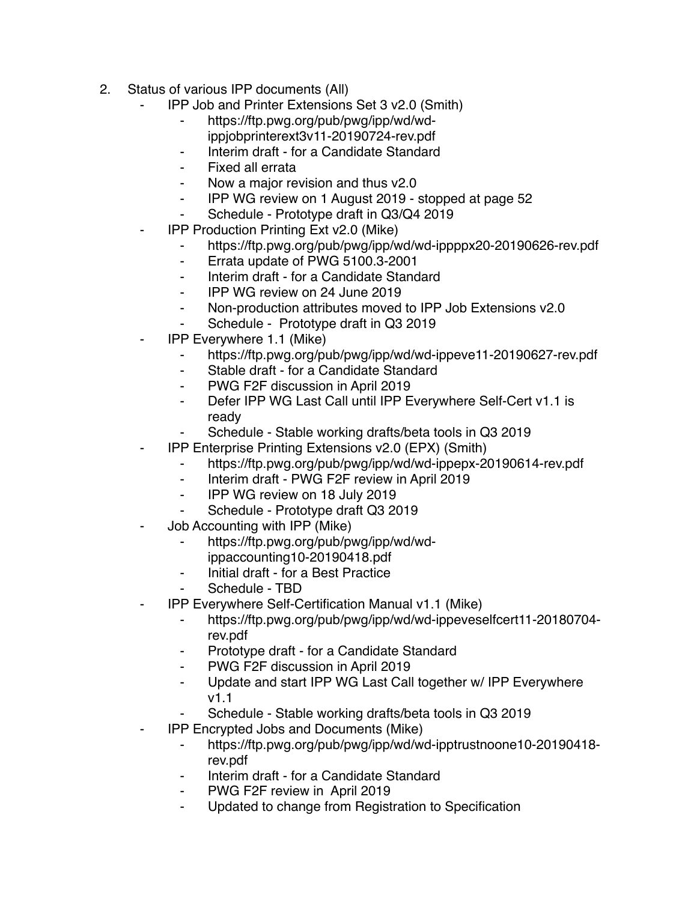2. Status of various IPP documents (All)
    - IPP Job and Printer Extensions Set 3 v2.0 (Smith)
        - https://ftp.pwg.org/pub/pwg/ipp/wd/wd-ippjobprinterext3v11-20190724-rev.pdf
        - Interim draft - for a Candidate Standard
        - Fixed all errata
        - Now a major revision and thus v2.0
        - IPP WG review on 1 August 2019 - stopped at page 52
        - Schedule - Prototype draft in Q3/Q4 2019
    - IPP Production Printing Ext v2.0 (Mike)
        - https://ftp.pwg.org/pub/pwg/ipp/wd/wd-ippppx20-20190626-rev.pdf
        - Errata update of PWG 5100.3-2001
        - Interim draft - for a Candidate Standard
        - IPP WG review on 24 June 2019
        - Non-production attributes moved to IPP Job Extensions v2.0
        - Schedule - Prototype draft in Q3 2019
    - IPP Everywhere 1.1 (Mike)
        - https://ftp.pwg.org/pub/pwg/ipp/wd/wd-ippeve11-20190627-rev.pdf
        - Stable draft - for a Candidate Standard
        - PWG F2F discussion in April 2019
        - Defer IPP WG Last Call until IPP Everywhere Self-Cert v1.1 is ready
        - Schedule - Stable working drafts/beta tools in Q3 2019
    - IPP Enterprise Printing Extensions v2.0 (EPX) (Smith)
        - https://ftp.pwg.org/pub/pwg/ipp/wd/wd-ippepx-20190614-rev.pdf
        - Interim draft - PWG F2F review in April 2019
        - IPP WG review on 18 July 2019
        - Schedule - Prototype draft Q3 2019
    - Job Accounting with IPP (Mike)
        - https://ftp.pwg.org/pub/pwg/ipp/wd/wd-ippaccounting10-20190418.pdf
        - Initial draft - for a Best Practice
        - Schedule - TBD
    - IPP Everywhere Self-Certification Manual v1.1 (Mike)
        - https://ftp.pwg.org/pub/pwg/ipp/wd/wd-ippeveselfcert11-20180704-rev.pdf
        - Prototype draft - for a Candidate Standard
        - PWG F2F discussion in April 2019
        - Update and start IPP WG Last Call together w/ IPP Everywhere v1.1
        - Schedule - Stable working drafts/beta tools in Q3 2019
    - IPP Encrypted Jobs and Documents (Mike)
        - https://ftp.pwg.org/pub/pwg/ipp/wd/wd-ipptrustnoone10-20190418-rev.pdf
        - Interim draft - for a Candidate Standard
        - PWG F2F review in April 2019
        - Updated to change from Registration to Specification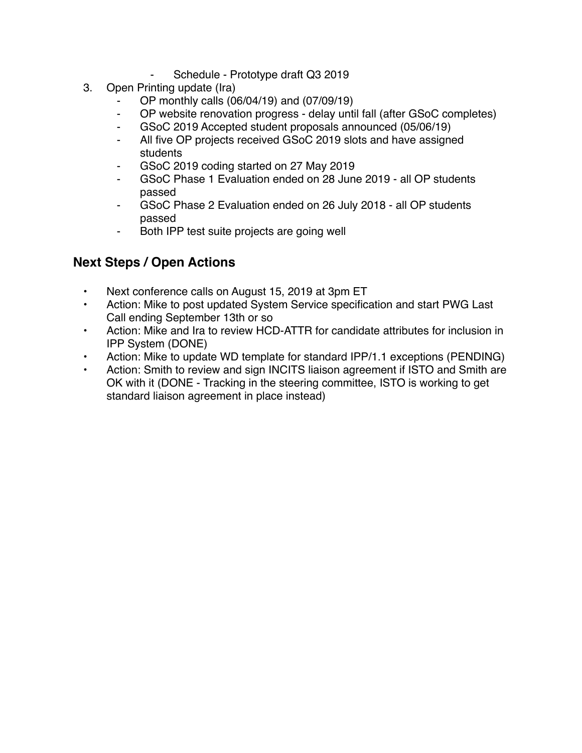- Schedule - Prototype draft Q3 2019

3. Open Printing update (Ira)
    - OP monthly calls (06/04/19) and (07/09/19)
    - OP website renovation progress - delay until fall (after GSoC completes)
    - GSoC 2019 Accepted student proposals announced (05/06/19)
    - All five OP projects received GSoC 2019 slots and have assigned students
    - GSoC 2019 coding started on 27 May 2019
    - GSoC Phase 1 Evaluation ended on 28 June 2019 - all OP students passed
    - GSoC Phase 2 Evaluation ended on 26 July 2018 - all OP students passed
    - Both IPP test suite projects are going well

## Next Steps / Open Actions

- Next conference calls on August 15, 2019 at 3pm ET
- Action: Mike to post updated System Service specification and start PWG Last Call ending September 13th or so
- Action: Mike and Ira to review HCD-ATTR for candidate attributes for inclusion in IPP System (DONE)
- Action: Mike to update WD template for standard IPP/1.1 exceptions (PENDING)
- Action: Smith to review and sign INCITS liaison agreement if ISTO and Smith are OK with it (DONE - Tracking in the steering committee, ISTO is working to get standard liaison agreement in place instead)